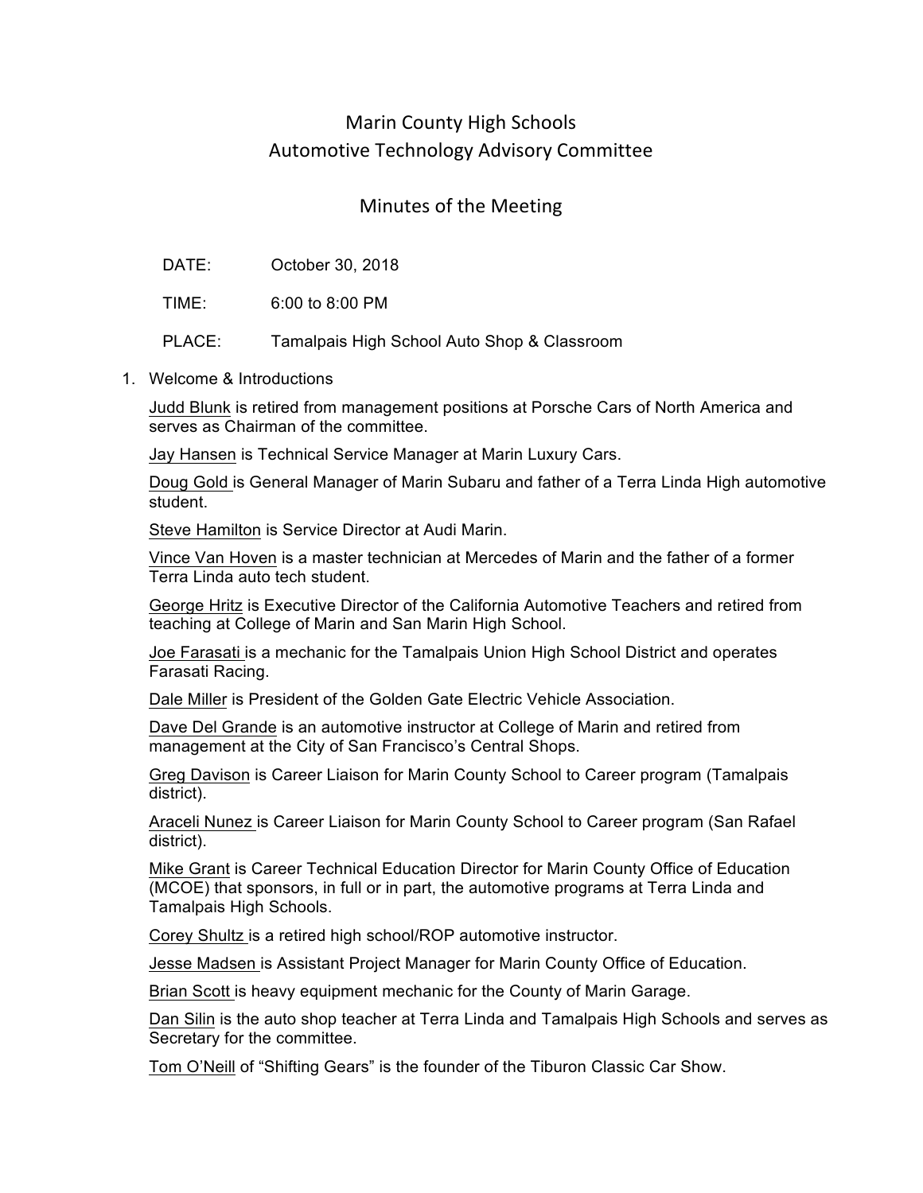# Marin County High Schools
## Automotive Technology Advisory Committee

## Minutes of the Meeting

DATE: October 30, 2018

TIME: 6:00 to 8:00 PM

PLACE: Tamalpais High School Auto Shop & Classroom

1. Welcome & Introductions

   Judd Blunk is retired from management positions at Porsche Cars of North America and serves as Chairman of the committee.

   Jay Hansen is Technical Service Manager at Marin Luxury Cars.

   Doug Gold is General Manager of Marin Subaru and father of a Terra Linda High automotive student.

   Steve Hamilton is Service Director at Audi Marin.

   Vince Van Hoven is a master technician at Mercedes of Marin and the father of a former Terra Linda auto tech student.

   George Hritz is Executive Director of the California Automotive Teachers and retired from teaching at College of Marin and San Marin High School.

   Joe Farasati is a mechanic for the Tamalpais Union High School District and operates Farasati Racing.

   Dale Miller is President of the Golden Gate Electric Vehicle Association.

   Dave Del Grande is an automotive instructor at College of Marin and retired from management at the City of San Francisco's Central Shops.

   Greg Davison is Career Liaison for Marin County School to Career program (Tamalpais district).

   Araceli Nunez is Career Liaison for Marin County School to Career program (San Rafael district).

   Mike Grant is Career Technical Education Director for Marin County Office of Education (MCOE) that sponsors, in full or in part, the automotive programs at Terra Linda and Tamalpais High Schools.

   Corey Shultz is a retired high school/ROP automotive instructor.

   Jesse Madsen is Assistant Project Manager for Marin County Office of Education.

   Brian Scott is heavy equipment mechanic for the County of Marin Garage.

   Dan Silin is the auto shop teacher at Terra Linda and Tamalpais High Schools and serves as Secretary for the committee.

   Tom O'Neill of "Shifting Gears" is the founder of the Tiburon Classic Car Show.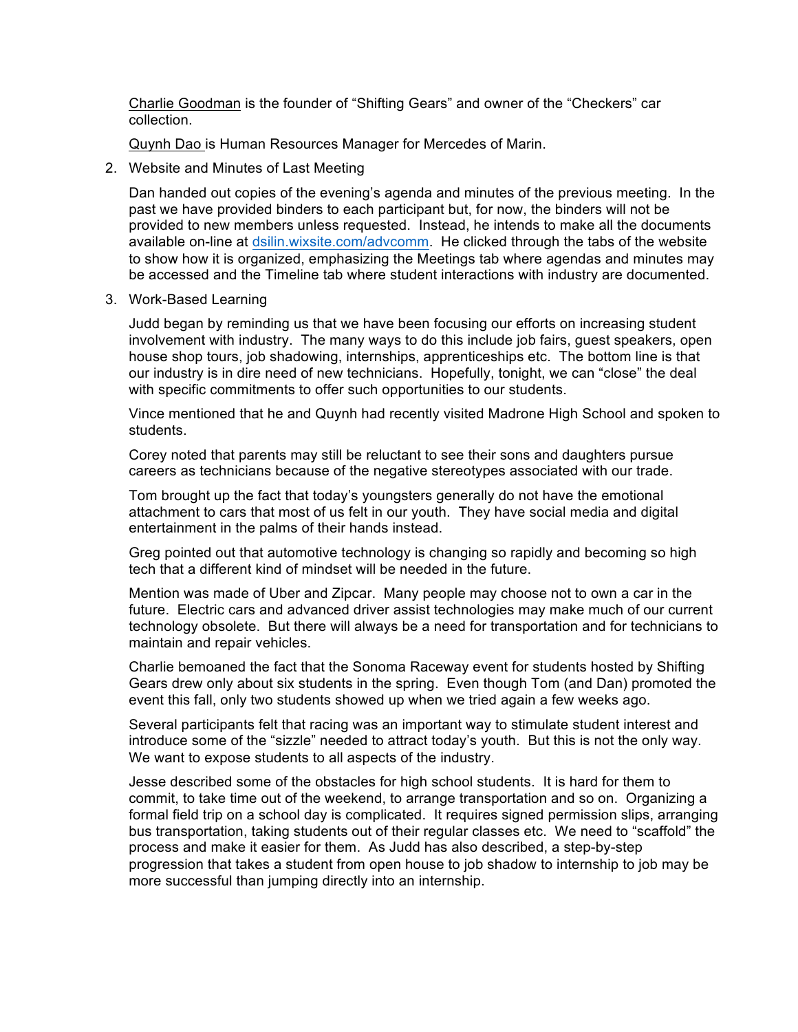Charlie Goodman is the founder of "Shifting Gears" and owner of the "Checkers" car collection.

Quynh Dao is Human Resources Manager for Mercedes of Marin.

2. Website and Minutes of Last Meeting

   Dan handed out copies of the evening's agenda and minutes of the previous meeting. In the past we have provided binders to each participant but, for now, the binders will not be provided to new members unless requested. Instead, he intends to make all the documents available on-line at dsilin.wixsite.com/advcomm. He clicked through the tabs of the website to show how it is organized, emphasizing the Meetings tab where agendas and minutes may be accessed and the Timeline tab where student interactions with industry are documented.

3. Work-Based Learning

   Judd began by reminding us that we have been focusing our efforts on increasing student involvement with industry. The many ways to do this include job fairs, guest speakers, open house shop tours, job shadowing, internships, apprenticeships etc. The bottom line is that our industry is in dire need of new technicians. Hopefully, tonight, we can "close" the deal with specific commitments to offer such opportunities to our students.

   Vince mentioned that he and Quynh had recently visited Madrone High School and spoken to students.

   Corey noted that parents may still be reluctant to see their sons and daughters pursue careers as technicians because of the negative stereotypes associated with our trade.

   Tom brought up the fact that today's youngsters generally do not have the emotional attachment to cars that most of us felt in our youth. They have social media and digital entertainment in the palms of their hands instead.

   Greg pointed out that automotive technology is changing so rapidly and becoming so high tech that a different kind of mindset will be needed in the future.

   Mention was made of Uber and Zipcar. Many people may choose not to own a car in the future. Electric cars and advanced driver assist technologies may make much of our current technology obsolete. But there will always be a need for transportation and for technicians to maintain and repair vehicles.

   Charlie bemoaned the fact that the Sonoma Raceway event for students hosted by Shifting Gears drew only about six students in the spring. Even though Tom (and Dan) promoted the event this fall, only two students showed up when we tried again a few weeks ago.

   Several participants felt that racing was an important way to stimulate student interest and introduce some of the "sizzle" needed to attract today's youth. But this is not the only way. We want to expose students to all aspects of the industry.

   Jesse described some of the obstacles for high school students. It is hard for them to commit, to take time out of the weekend, to arrange transportation and so on. Organizing a formal field trip on a school day is complicated. It requires signed permission slips, arranging bus transportation, taking students out of their regular classes etc. We need to "scaffold" the process and make it easier for them. As Judd has also described, a step-by-step progression that takes a student from open house to job shadow to internship to job may be more successful than jumping directly into an internship.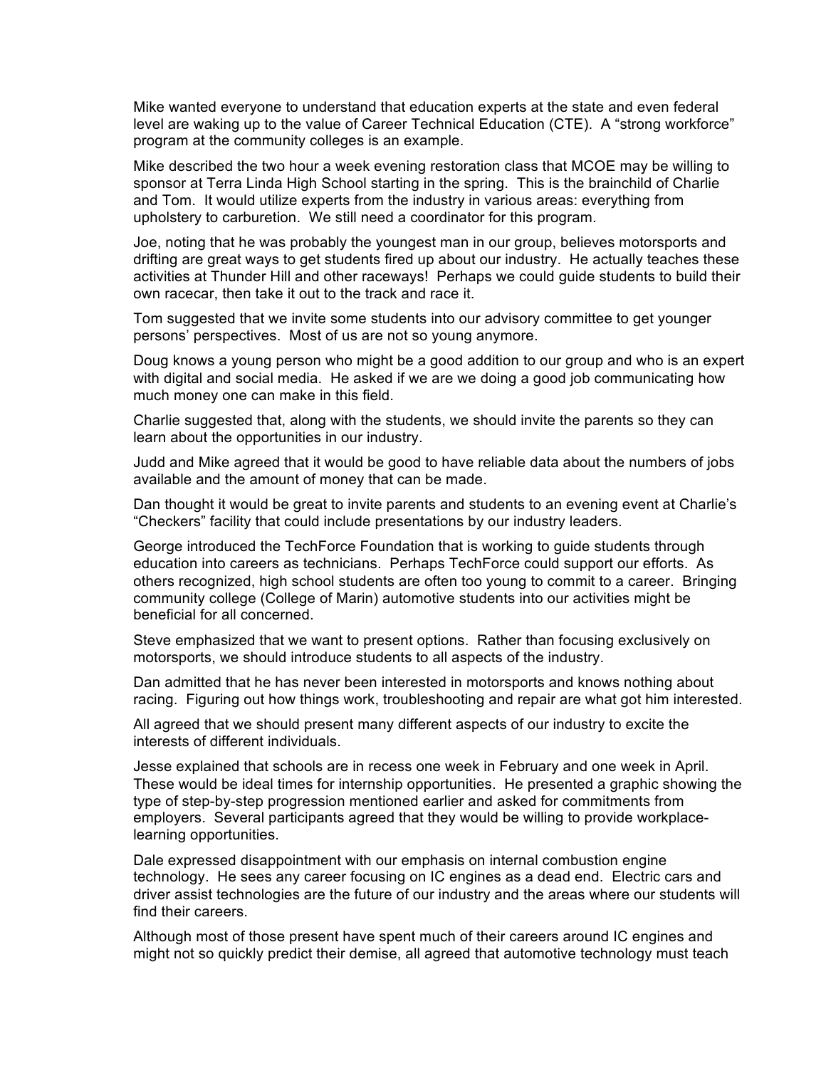Mike wanted everyone to understand that education experts at the state and even federal level are waking up to the value of Career Technical Education (CTE). A "strong workforce" program at the community colleges is an example.

Mike described the two hour a week evening restoration class that MCOE may be willing to sponsor at Terra Linda High School starting in the spring. This is the brainchild of Charlie and Tom. It would utilize experts from the industry in various areas: everything from upholstery to carburetion. We still need a coordinator for this program.

Joe, noting that he was probably the youngest man in our group, believes motorsports and drifting are great ways to get students fired up about our industry. He actually teaches these activities at Thunder Hill and other raceways! Perhaps we could guide students to build their own racecar, then take it out to the track and race it.

Tom suggested that we invite some students into our advisory committee to get younger persons' perspectives. Most of us are not so young anymore.

Doug knows a young person who might be a good addition to our group and who is an expert with digital and social media. He asked if we are we doing a good job communicating how much money one can make in this field.

Charlie suggested that, along with the students, we should invite the parents so they can learn about the opportunities in our industry.

Judd and Mike agreed that it would be good to have reliable data about the numbers of jobs available and the amount of money that can be made.

Dan thought it would be great to invite parents and students to an evening event at Charlie's "Checkers" facility that could include presentations by our industry leaders.

George introduced the TechForce Foundation that is working to guide students through education into careers as technicians. Perhaps TechForce could support our efforts. As others recognized, high school students are often too young to commit to a career. Bringing community college (College of Marin) automotive students into our activities might be beneficial for all concerned.

Steve emphasized that we want to present options. Rather than focusing exclusively on motorsports, we should introduce students to all aspects of the industry.

Dan admitted that he has never been interested in motorsports and knows nothing about racing. Figuring out how things work, troubleshooting and repair are what got him interested.

All agreed that we should present many different aspects of our industry to excite the interests of different individuals.

Jesse explained that schools are in recess one week in February and one week in April. These would be ideal times for internship opportunities. He presented a graphic showing the type of step-by-step progression mentioned earlier and asked for commitments from employers. Several participants agreed that they would be willing to provide workplace-learning opportunities.

Dale expressed disappointment with our emphasis on internal combustion engine technology. He sees any career focusing on IC engines as a dead end. Electric cars and driver assist technologies are the future of our industry and the areas where our students will find their careers.

Although most of those present have spent much of their careers around IC engines and might not so quickly predict their demise, all agreed that automotive technology must teach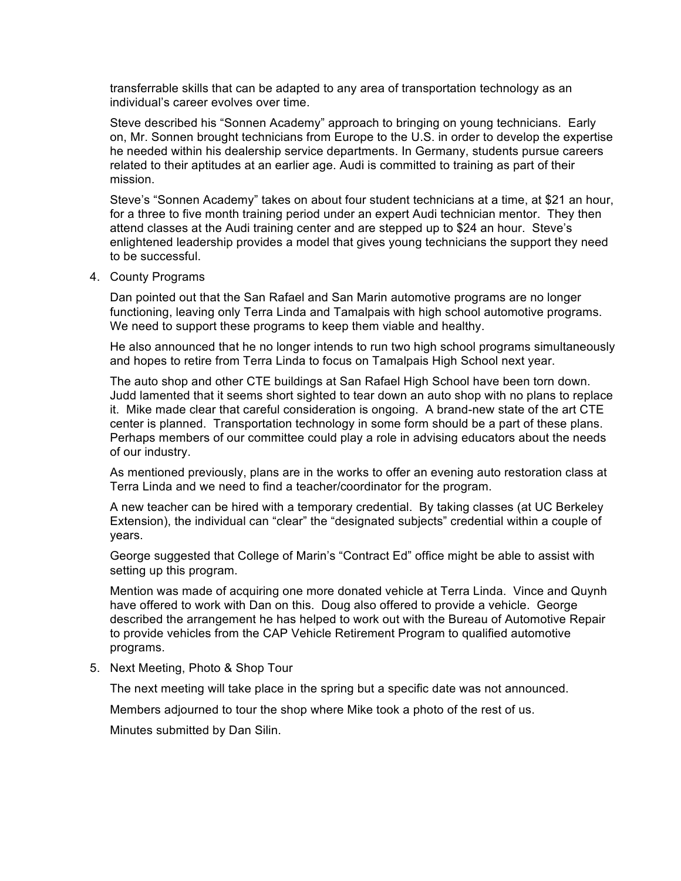transferrable skills that can be adapted to any area of transportation technology as an individual's career evolves over time.

Steve described his "Sonnen Academy" approach to bringing on young technicians. Early on, Mr. Sonnen brought technicians from Europe to the U.S. in order to develop the expertise he needed within his dealership service departments. In Germany, students pursue careers related to their aptitudes at an earlier age. Audi is committed to training as part of their mission.

Steve's "Sonnen Academy" takes on about four student technicians at a time, at $21 an hour, for a three to five month training period under an expert Audi technician mentor. They then attend classes at the Audi training center and are stepped up to $24 an hour. Steve's enlightened leadership provides a model that gives young technicians the support they need to be successful.

4. County Programs

   Dan pointed out that the San Rafael and San Marin automotive programs are no longer functioning, leaving only Terra Linda and Tamalpais with high school automotive programs. We need to support these programs to keep them viable and healthy.

   He also announced that he no longer intends to run two high school programs simultaneously and hopes to retire from Terra Linda to focus on Tamalpais High School next year.

   The auto shop and other CTE buildings at San Rafael High School have been torn down. Judd lamented that it seems short sighted to tear down an auto shop with no plans to replace it. Mike made clear that careful consideration is ongoing. A brand-new state of the art CTE center is planned. Transportation technology in some form should be a part of these plans. Perhaps members of our committee could play a role in advising educators about the needs of our industry.

   As mentioned previously, plans are in the works to offer an evening auto restoration class at Terra Linda and we need to find a teacher/coordinator for the program.

   A new teacher can be hired with a temporary credential. By taking classes (at UC Berkeley Extension), the individual can "clear" the "designated subjects" credential within a couple of years.

   George suggested that College of Marin's "Contract Ed" office might be able to assist with setting up this program.

   Mention was made of acquiring one more donated vehicle at Terra Linda. Vince and Quynh have offered to work with Dan on this. Doug also offered to provide a vehicle. George described the arrangement he has helped to work out with the Bureau of Automotive Repair to provide vehicles from the CAP Vehicle Retirement Program to qualified automotive programs.

5. Next Meeting, Photo & Shop Tour

   The next meeting will take place in the spring but a specific date was not announced.

   Members adjourned to tour the shop where Mike took a photo of the rest of us.

   Minutes submitted by Dan Silin.